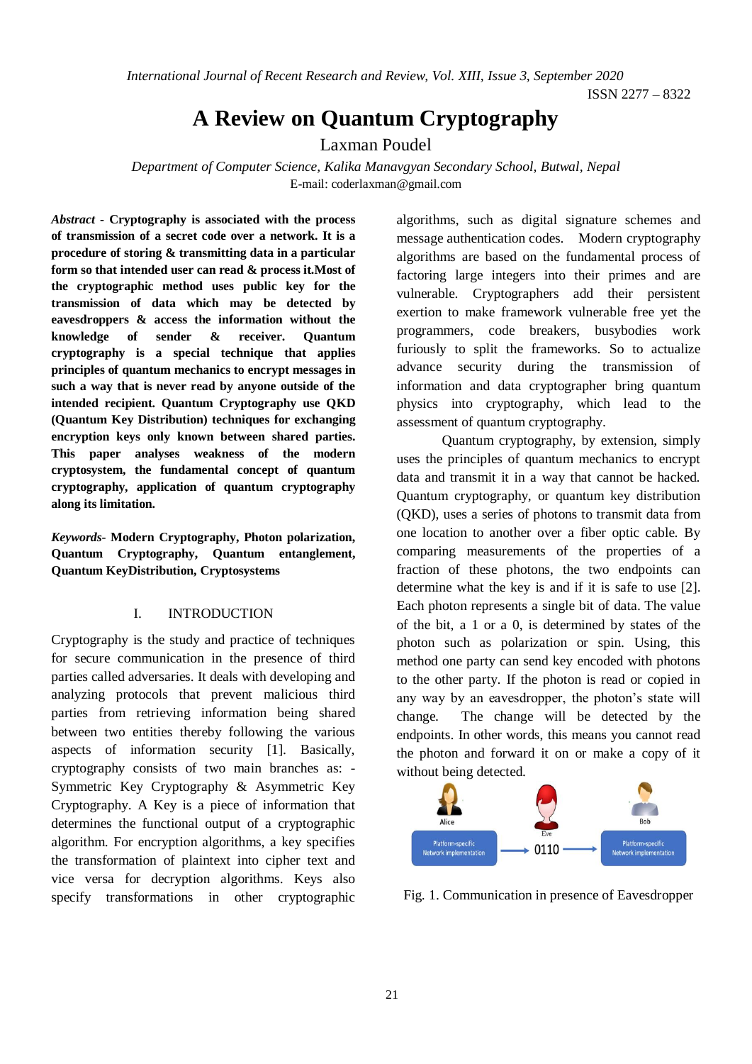# A Review on Quantum Cryptography

Laxman Poudel

*Department of Computer Science, Kalika Manavgyan Secondary School, Butwal, Nepal*
E-mail: coderlaxman@gmail.com

***Abstract* - Cryptography is associated with the process of transmission of a secret code over a network. It is a procedure of storing & transmitting data in a particular form so that intended user can read & process it.Most of the cryptographic method uses public key for the transmission of data which may be detected by eavesdroppers & access the information without the knowledge of sender & receiver. Quantum cryptography is a special technique that applies principles of quantum mechanics to encrypt messages in such a way that is never read by anyone outside of the intended recipient. Quantum Cryptography use QKD (Quantum Key Distribution) techniques for exchanging encryption keys only known between shared parties. This paper analyses weakness of the modern cryptosystem, the fundamental concept of quantum cryptography, application of quantum cryptography along its limitation.**

***Keywords*- Modern Cryptography, Photon polarization, Quantum Cryptography, Quantum entanglement, Quantum KeyDistribution, Cryptosystems**

## I. INTRODUCTION

Cryptography is the study and practice of techniques for secure communication in the presence of third parties called adversaries. It deals with developing and analyzing protocols that prevent malicious third parties from retrieving information being shared between two entities thereby following the various aspects of information security [1]. Basically, cryptography consists of two main branches as: - Symmetric Key Cryptography & Asymmetric Key Cryptography. A Key is a piece of information that determines the functional output of a cryptographic algorithm. For encryption algorithms, a key specifies the transformation of plaintext into cipher text and vice versa for decryption algorithms. Keys also specify transformations in other cryptographic algorithms, such as digital signature schemes and message authentication codes. Modern cryptography algorithms are based on the fundamental process of factoring large integers into their primes and are vulnerable. Cryptographers add their persistent exertion to make framework vulnerable free yet the programmers, code breakers, busybodies work furiously to split the frameworks. So to actualize advance security during the transmission of information and data cryptographer bring quantum physics into cryptography, which lead to the assessment of quantum cryptography.

Quantum cryptography, by extension, simply uses the principles of quantum mechanics to encrypt data and transmit it in a way that cannot be hacked. Quantum cryptography, or quantum key distribution (QKD), uses a series of photons to transmit data from one location to another over a fiber optic cable. By comparing measurements of the properties of a fraction of these photons, the two endpoints can determine what the key is and if it is safe to use [2]. Each photon represents a single bit of data. The value of the bit, a 1 or a 0, is determined by states of the photon such as polarization or spin. Using, this method one party can send key encoded with photons to the other party. If the photon is read or copied in any way by an eavesdropper, the photon's state will change. The change will be detected by the endpoints. In other words, this means you cannot read the photon and forward it on or make a copy of it without being detected.

Fig. 1. Communication in presence of Eavesdropper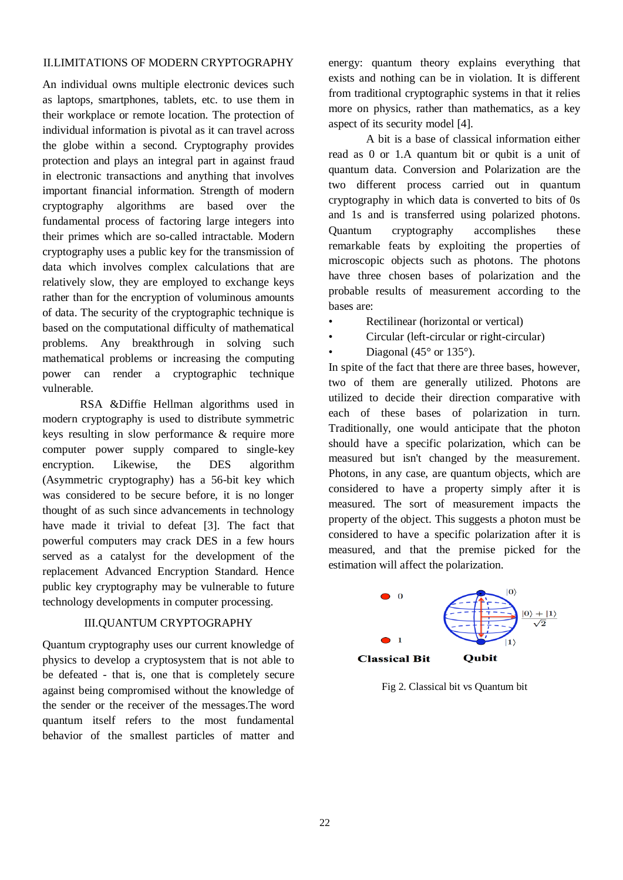## II.LIMITATIONS OF MODERN CRYPTOGRAPHY

An individual owns multiple electronic devices such as laptops, smartphones, tablets, etc. to use them in their workplace or remote location. The protection of individual information is pivotal as it can travel across the globe within a second. Cryptography provides protection and plays an integral part in against fraud in electronic transactions and anything that involves important financial information. Strength of modern cryptography algorithms are based over the fundamental process of factoring large integers into their primes which are so-called intractable. Modern cryptography uses a public key for the transmission of data which involves complex calculations that are relatively slow, they are employed to exchange keys rather than for the encryption of voluminous amounts of data. The security of the cryptographic technique is based on the computational difficulty of mathematical problems. Any breakthrough in solving such mathematical problems or increasing the computing power can render a cryptographic technique vulnerable.

RSA &Diffie Hellman algorithms used in modern cryptography is used to distribute symmetric keys resulting in slow performance & require more computer power supply compared to single-key encryption. Likewise, the DES algorithm (Asymmetric cryptography) has a 56-bit key which was considered to be secure before, it is no longer thought of as such since advancements in technology have made it trivial to defeat [3]. The fact that powerful computers may crack DES in a few hours served as a catalyst for the development of the replacement Advanced Encryption Standard. Hence public key cryptography may be vulnerable to future technology developments in computer processing.

## III.QUANTUM CRYPTOGRAPHY

Quantum cryptography uses our current knowledge of physics to develop a cryptosystem that is not able to be defeated - that is, one that is completely secure against being compromised without the knowledge of the sender or the receiver of the messages.The word quantum itself refers to the most fundamental behavior of the smallest particles of matter and energy: quantum theory explains everything that exists and nothing can be in violation. It is different from traditional cryptographic systems in that it relies more on physics, rather than mathematics, as a key aspect of its security model [4].

A bit is a base of classical information either read as 0 or 1.A quantum bit or qubit is a unit of quantum data. Conversion and Polarization are the two different process carried out in quantum cryptography in which data is converted to bits of 0s and 1s and is transferred using polarized photons. Quantum cryptography accomplishes these remarkable feats by exploiting the properties of microscopic objects such as photons. The photons have three chosen bases of polarization and the probable results of measurement according to the bases are:

- Rectilinear (horizontal or vertical)
- Circular (left-circular or right-circular)
- Diagonal (45° or 135°).

In spite of the fact that there are three bases, however, two of them are generally utilized. Photons are utilized to decide their direction comparative with each of these bases of polarization in turn. Traditionally, one would anticipate that the photon should have a specific polarization, which can be measured but isn't changed by the measurement. Photons, in any case, are quantum objects, which are considered to have a property simply after it is measured. The sort of measurement impacts the property of the object. This suggests a photon must be considered to have a specific polarization after it is measured, and that the premise picked for the estimation will affect the polarization.

Fig 2. Classical bit vs Quantum bit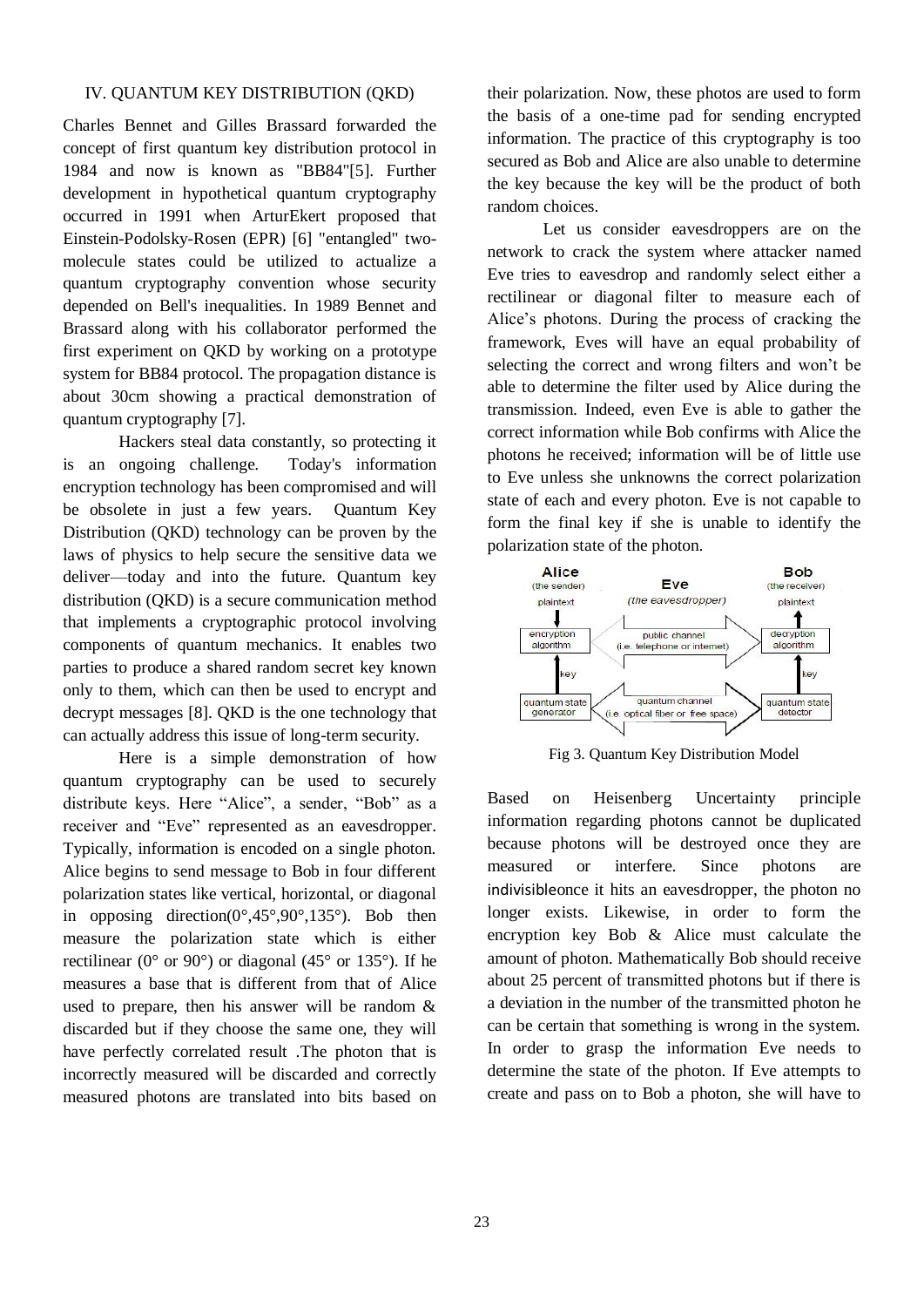## IV. QUANTUM KEY DISTRIBUTION (QKD)

Charles Bennet and Gilles Brassard forwarded the concept of first quantum key distribution protocol in 1984 and now is known as "BB84"[5]. Further development in hypothetical quantum cryptography occurred in 1991 when ArturEkert proposed that Einstein-Podolsky-Rosen (EPR) [6] "entangled" two-molecule states could be utilized to actualize a quantum cryptography convention whose security depended on Bell's inequalities. In 1989 Bennet and Brassard along with his collaborator performed the first experiment on QKD by working on a prototype system for BB84 protocol. The propagation distance is about 30cm showing a practical demonstration of quantum cryptography [7].

Hackers steal data constantly, so protecting it is an ongoing challenge. Today's information encryption technology has been compromised and will be obsolete in just a few years. Quantum Key Distribution (QKD) technology can be proven by the laws of physics to help secure the sensitive data we deliver—today and into the future. Quantum key distribution (QKD) is a secure communication method that implements a cryptographic protocol involving components of quantum mechanics. It enables two parties to produce a shared random secret key known only to them, which can then be used to encrypt and decrypt messages [8]. QKD is the one technology that can actually address this issue of long-term security.

Here is a simple demonstration of how quantum cryptography can be used to securely distribute keys. Here "Alice", a sender, "Bob" as a receiver and "Eve" represented as an eavesdropper. Typically, information is encoded on a single photon. Alice begins to send message to Bob in four different polarization states like vertical, horizontal, or diagonal in opposing direction(0°,45°,90°,135°). Bob then measure the polarization state which is either rectilinear (0° or 90°) or diagonal (45° or 135°). If he measures a base that is different from that of Alice used to prepare, then his answer will be random & discarded but if they choose the same one, they will have perfectly correlated result .The photon that is incorrectly measured will be discarded and correctly measured photons are translated into bits based on their polarization. Now, these photos are used to form the basis of a one-time pad for sending encrypted information. The practice of this cryptography is too secured as Bob and Alice are also unable to determine the key because the key will be the product of both random choices.

Let us consider eavesdroppers are on the network to crack the system where attacker named Eve tries to eavesdrop and randomly select either a rectilinear or diagonal filter to measure each of Alice's photons. During the process of cracking the framework, Eves will have an equal probability of selecting the correct and wrong filters and won't be able to determine the filter used by Alice during the transmission. Indeed, even Eve is able to gather the correct information while Bob confirms with Alice the photons he received; information will be of little use to Eve unless she unknowns the correct polarization state of each and every photon. Eve is not capable to form the final key if she is unable to identify the polarization state of the photon.

Fig 3. Quantum Key Distribution Model

Based on Heisenberg Uncertainty principle information regarding photons cannot be duplicated because photons will be destroyed once they are measured or interfere. Since photons are indivisibleonce it hits an eavesdropper, the photon no longer exists. Likewise, in order to form the encryption key Bob & Alice must calculate the amount of photon. Mathematically Bob should receive about 25 percent of transmitted photons but if there is a deviation in the number of the transmitted photon he can be certain that something is wrong in the system. In order to grasp the information Eve needs to determine the state of the photon. If Eve attempts to create and pass on to Bob a photon, she will have to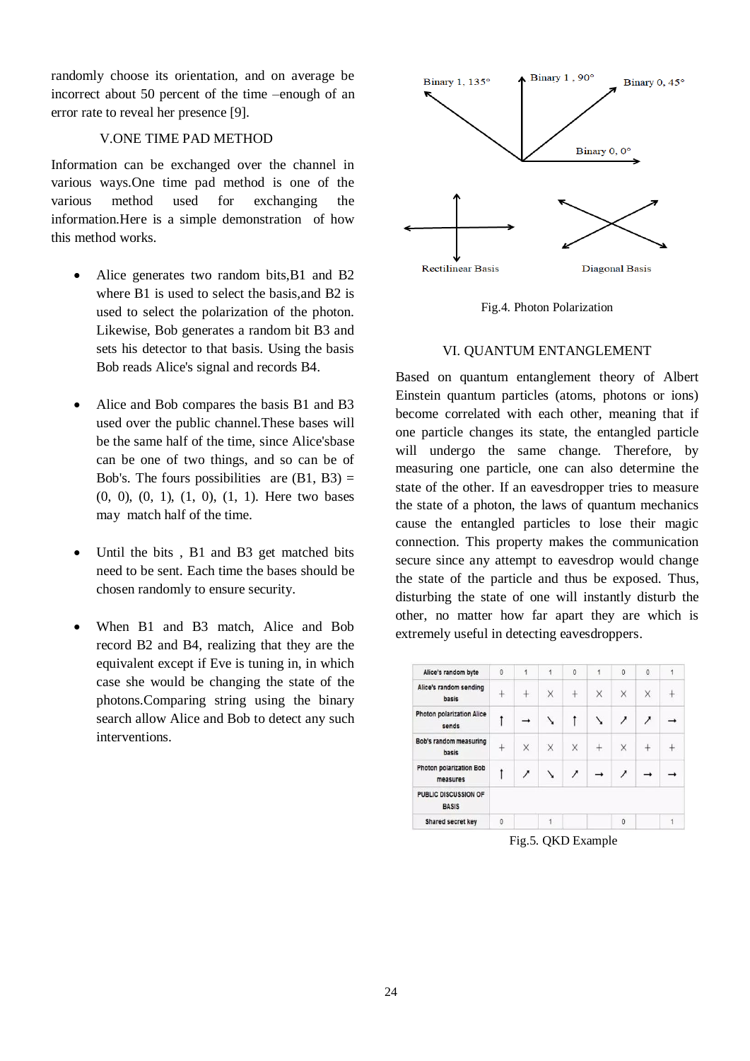randomly choose its orientation, and on average be incorrect about 50 percent of the time –enough of an error rate to reveal her presence [9].

## V.ONE TIME PAD METHOD

Information can be exchanged over the channel in various ways.One time pad method is one of the various method used for exchanging the information.Here is a simple demonstration of how this method works.

- Alice generates two random bits,B1 and B2 where B1 is used to select the basis,and B2 is used to select the polarization of the photon. Likewise, Bob generates a random bit B3 and sets his detector to that basis. Using the basis Bob reads Alice's signal and records B4.

- Alice and Bob compares the basis B1 and B3 used over the public channel.These bases will be the same half of the time, since Alice'sbase can be one of two things, and so can be of Bob's. The fours possibilities are (B1, B3) = (0, 0), (0, 1), (1, 0), (1, 1). Here two bases may match half of the time.

- Until the bits , B1 and B3 get matched bits need to be sent. Each time the bases should be chosen randomly to ensure security.

- When B1 and B3 match, Alice and Bob record B2 and B4, realizing that they are the equivalent except if Eve is tuning in, in which case she would be changing the state of the photons.Comparing string using the binary search allow Alice and Bob to detect any such interventions.

Fig.4. Photon Polarization

## VI. QUANTUM ENTANGLEMENT

Based on quantum entanglement theory of Albert Einstein quantum particles (atoms, photons or ions) become correlated with each other, meaning that if one particle changes its state, the entangled particle will undergo the same change. Therefore, by measuring one particle, one can also determine the state of the other. If an eavesdropper tries to measure the state of a photon, the laws of quantum mechanics cause the entangled particles to lose their magic connection. This property makes the communication secure since any attempt to eavesdrop would change the state of the particle and thus be exposed. Thus, disturbing the state of one will instantly disturb the other, no matter how far apart they are which is extremely useful in detecting eavesdroppers.

| Alice's random byte | 0 | 1 | 1 | 0 | 1 | 0 | 0 | 1 |
|---|---|---|---|---|---|---|---|---|
| Alice's random sending basis | + | + | × | + | × | × | × | + |
| Photon polarization Alice sends | ↑ | → | ↘ | ↑ | ↘ | ↗ | ↗ | → |
| Bob's random measuring basis | + | × | × | × | + | × | + | + |
| Photon polarization Bob measures | ↑ | ↗ | ↘ | ↗ | → | ↗ | → | → |
| PUBLIC DISCUSSION OF BASIS | | | | | | | | |
| Shared secret key | 0 | | 1 | | | 0 | | 1 |

Fig.5. QKD Example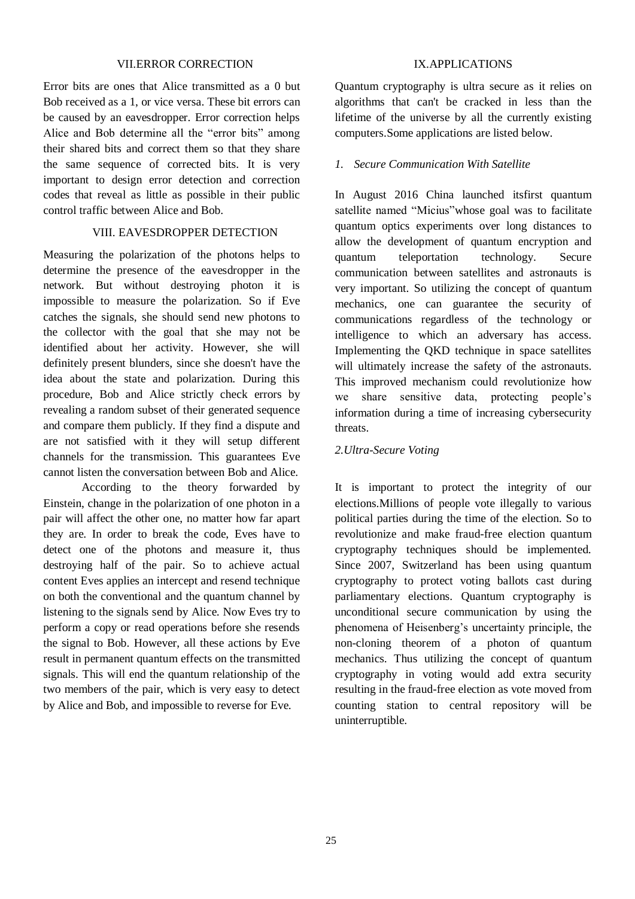## VII.ERROR CORRECTION

Error bits are ones that Alice transmitted as a 0 but Bob received as a 1, or vice versa. These bit errors can be caused by an eavesdropper. Error correction helps Alice and Bob determine all the “error bits” among their shared bits and correct them so that they share the same sequence of corrected bits. It is very important to design error detection and correction codes that reveal as little as possible in their public control traffic between Alice and Bob.

## VIII. EAVESDROPPER DETECTION

Measuring the polarization of the photons helps to determine the presence of the eavesdropper in the network. But without destroying photon it is impossible to measure the polarization. So if Eve catches the signals, she should send new photons to the collector with the goal that she may not be identified about her activity. However, she will definitely present blunders, since she doesn't have the idea about the state and polarization. During this procedure, Bob and Alice strictly check errors by revealing a random subset of their generated sequence and compare them publicly. If they find a dispute and are not satisfied with it they will setup different channels for the transmission. This guarantees Eve cannot listen the conversation between Bob and Alice.

According to the theory forwarded by Einstein, change in the polarization of one photon in a pair will affect the other one, no matter how far apart they are. In order to break the code, Eves have to detect one of the photons and measure it, thus destroying half of the pair. So to achieve actual content Eves applies an intercept and resend technique on both the conventional and the quantum channel by listening to the signals send by Alice. Now Eves try to perform a copy or read operations before she resends the signal to Bob. However, all these actions by Eve result in permanent quantum effects on the transmitted signals. This will end the quantum relationship of the two members of the pair, which is very easy to detect by Alice and Bob, and impossible to reverse for Eve.

## IX.APPLICATIONS

Quantum cryptography is ultra secure as it relies on algorithms that can't be cracked in less than the lifetime of the universe by all the currently existing computers.Some applications are listed below.

### *1. Secure Communication With Satellite*

In August 2016 China launched itsfirst quantum satellite named “Micius”whose goal was to facilitate quantum optics experiments over long distances to allow the development of quantum encryption and quantum teleportation technology. Secure communication between satellites and astronauts is very important. So utilizing the concept of quantum mechanics, one can guarantee the security of communications regardless of the technology or intelligence to which an adversary has access. Implementing the QKD technique in space satellites will ultimately increase the safety of the astronauts. This improved mechanism could revolutionize how we share sensitive data, protecting people’s information during a time of increasing cybersecurity threats.

### *2.Ultra-Secure Voting*

It is important to protect the integrity of our elections.Millions of people vote illegally to various political parties during the time of the election. So to revolutionize and make fraud-free election quantum cryptography techniques should be implemented. Since 2007, Switzerland has been using quantum cryptography to protect voting ballots cast during parliamentary elections. Quantum cryptography is unconditional secure communication by using the phenomena of Heisenberg’s uncertainty principle, the non-cloning theorem of a photon of quantum mechanics. Thus utilizing the concept of quantum cryptography in voting would add extra security resulting in the fraud-free election as vote moved from counting station to central repository will be uninterruptible.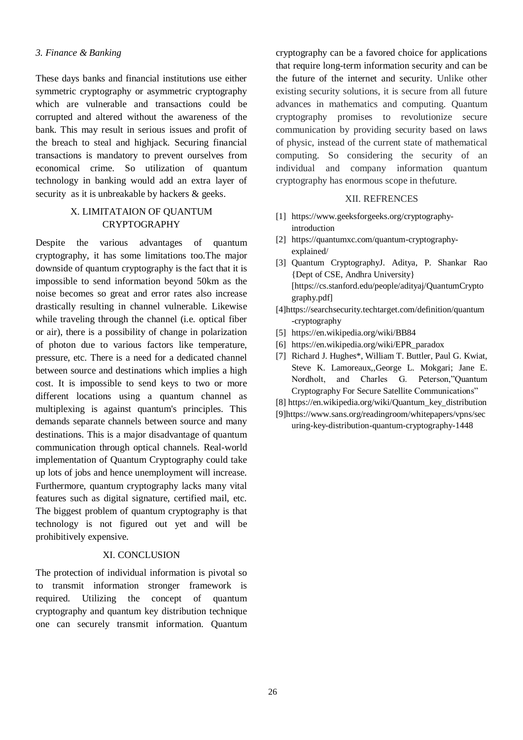*3. Finance & Banking*

These days banks and financial institutions use either symmetric cryptography or asymmetric cryptography which are vulnerable and transactions could be corrupted and altered without the awareness of the bank. This may result in serious issues and profit of the breach to steal and highjack. Securing financial transactions is mandatory to prevent ourselves from economical crime. So utilization of quantum technology in banking would add an extra layer of security as it is unbreakable by hackers & geeks.

## X. LIMITATAION OF QUANTUM CRYPTOGRAPHY

Despite the various advantages of quantum cryptography, it has some limitations too.The major downside of quantum cryptography is the fact that it is impossible to send information beyond 50km as the noise becomes so great and error rates also increase drastically resulting in channel vulnerable. Likewise while traveling through the channel (i.e. optical fiber or air), there is a possibility of change in polarization of photon due to various factors like temperature, pressure, etc. There is a need for a dedicated channel between source and destinations which implies a high cost. It is impossible to send keys to two or more different locations using a quantum channel as multiplexing is against quantum's principles. This demands separate channels between source and many destinations. This is a major disadvantage of quantum communication through optical channels. Real-world implementation of Quantum Cryptography could take up lots of jobs and hence unemployment will increase. Furthermore, quantum cryptography lacks many vital features such as digital signature, certified mail, etc. The biggest problem of quantum cryptography is that technology is not figured out yet and will be prohibitively expensive.

## XI. CONCLUSION

The protection of individual information is pivotal so to transmit information stronger framework is required. Utilizing the concept of quantum cryptography and quantum key distribution technique one can securely transmit information. Quantum cryptography can be a favored choice for applications that require long-term information security and can be the future of the internet and security. Unlike other existing security solutions, it is secure from all future advances in mathematics and computing. Quantum cryptography promises to revolutionize secure communication by providing security based on laws of physic, instead of the current state of mathematical computing. So considering the security of an individual and company information quantum cryptography has enormous scope in thefuture.

## XII. REFRENCES

[1] https://www.geeksforgeeks.org/cryptography-introduction

[2] https://quantumxc.com/quantum-cryptography-explained/

[3] Quantum CryptographyJ. Aditya, P. Shankar Rao {Dept of CSE, Andhra University} [https://cs.stanford.edu/people/adityaj/QuantumCryptography.pdf]

[4]https://searchsecurity.techtarget.com/definition/quantum-cryptography

[5] https://en.wikipedia.org/wiki/BB84

[6] https://en.wikipedia.org/wiki/EPR_paradox

[7] Richard J. Hughes*, William T. Buttler, Paul G. Kwiat, Steve K. Lamoreaux,,George L. Mokgari; Jane E. Nordholt, and Charles G. Peterson,"Quantum Cryptography For Secure Satellite Communications"

[8] https://en.wikipedia.org/wiki/Quantum_key_distribution

[9]https://www.sans.org/readingroom/whitepapers/vpns/securing-key-distribution-quantum-cryptography-1448